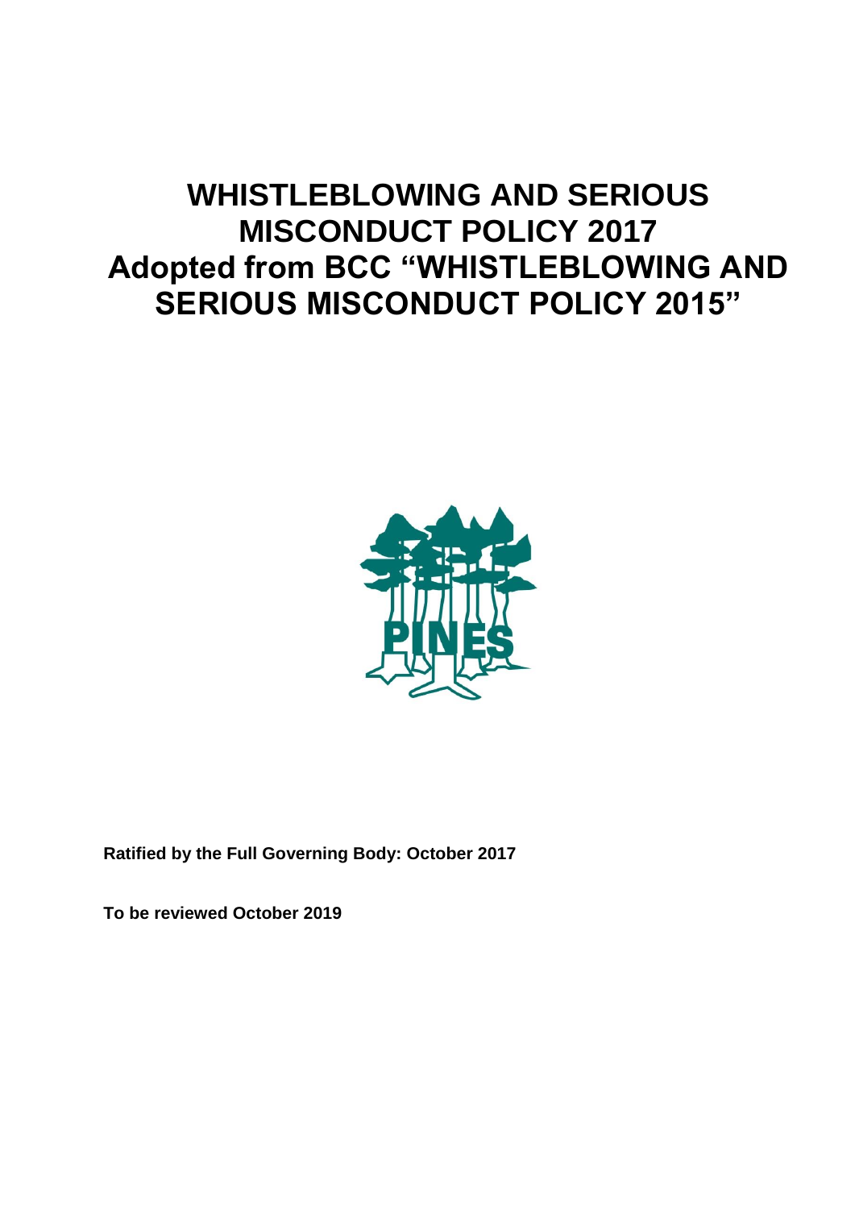# WHISTLEBLOWING AND SERIOUS MISCONDUCT POLICY 2017
# Adopted from BCC "WHISTLEBLOWING AND SERIOUS MISCONDUCT POLICY 2015"

PINES

**Ratified by the Full Governing Body: October 2017**

**To be reviewed October 2019**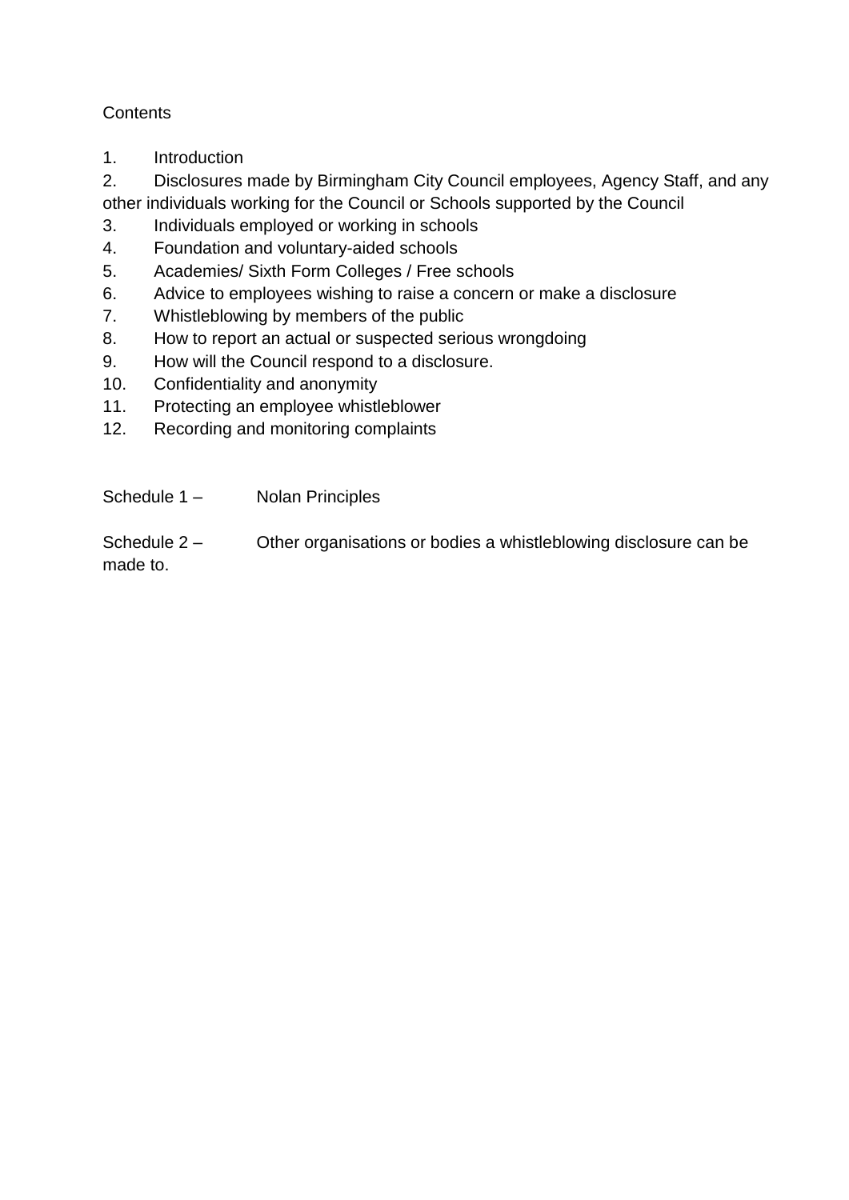Contents

1. Introduction
2. Disclosures made by Birmingham City Council employees, Agency Staff, and any other individuals working for the Council or Schools supported by the Council
3. Individuals employed or working in schools
4. Foundation and voluntary-aided schools
5. Academies/ Sixth Form Colleges / Free schools
6. Advice to employees wishing to raise a concern or make a disclosure
7. Whistleblowing by members of the public
8. How to report an actual or suspected serious wrongdoing
9. How will the Council respond to a disclosure.
10. Confidentiality and anonymity
11. Protecting an employee whistleblower
12. Recording and monitoring complaints

Schedule 1 – Nolan Principles

Schedule 2 – Other organisations or bodies a whistleblowing disclosure can be made to.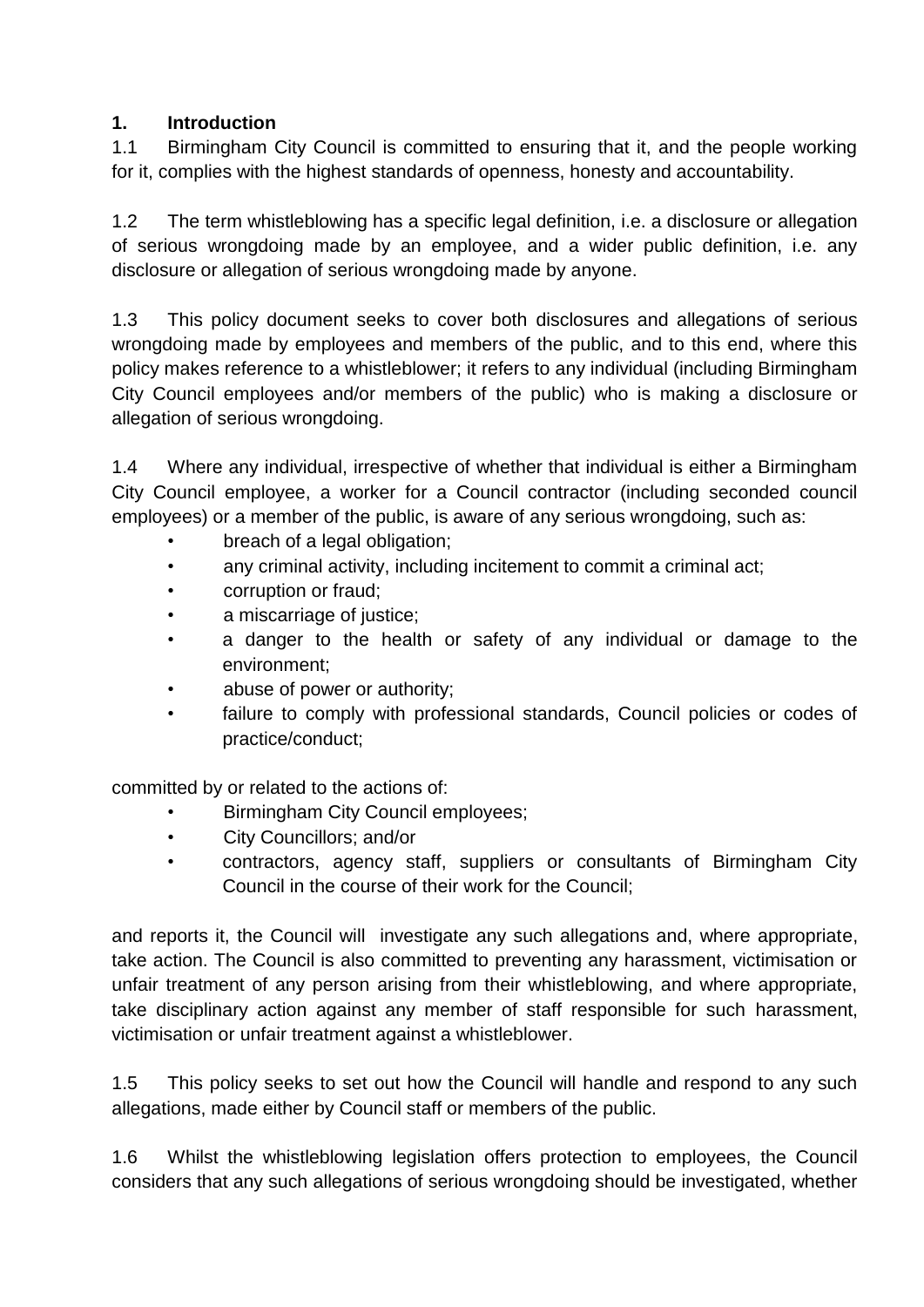## 1. Introduction

1.1 Birmingham City Council is committed to ensuring that it, and the people working for it, complies with the highest standards of openness, honesty and accountability.

1.2 The term whistleblowing has a specific legal definition, i.e. a disclosure or allegation of serious wrongdoing made by an employee, and a wider public definition, i.e. any disclosure or allegation of serious wrongdoing made by anyone.

1.3 This policy document seeks to cover both disclosures and allegations of serious wrongdoing made by employees and members of the public, and to this end, where this policy makes reference to a whistleblower; it refers to any individual (including Birmingham City Council employees and/or members of the public) who is making a disclosure or allegation of serious wrongdoing.

1.4 Where any individual, irrespective of whether that individual is either a Birmingham City Council employee, a worker for a Council contractor (including seconded council employees) or a member of the public, is aware of any serious wrongdoing, such as:

- breach of a legal obligation;
- any criminal activity, including incitement to commit a criminal act;
- corruption or fraud;
- a miscarriage of justice;
- a danger to the health or safety of any individual or damage to the environment;
- abuse of power or authority;
- failure to comply with professional standards, Council policies or codes of practice/conduct;

committed by or related to the actions of:

- Birmingham City Council employees;
- City Councillors; and/or
- contractors, agency staff, suppliers or consultants of Birmingham City Council in the course of their work for the Council;

and reports it, the Council will investigate any such allegations and, where appropriate, take action. The Council is also committed to preventing any harassment, victimisation or unfair treatment of any person arising from their whistleblowing, and where appropriate, take disciplinary action against any member of staff responsible for such harassment, victimisation or unfair treatment against a whistleblower.

1.5 This policy seeks to set out how the Council will handle and respond to any such allegations, made either by Council staff or members of the public.

1.6 Whilst the whistleblowing legislation offers protection to employees, the Council considers that any such allegations of serious wrongdoing should be investigated, whether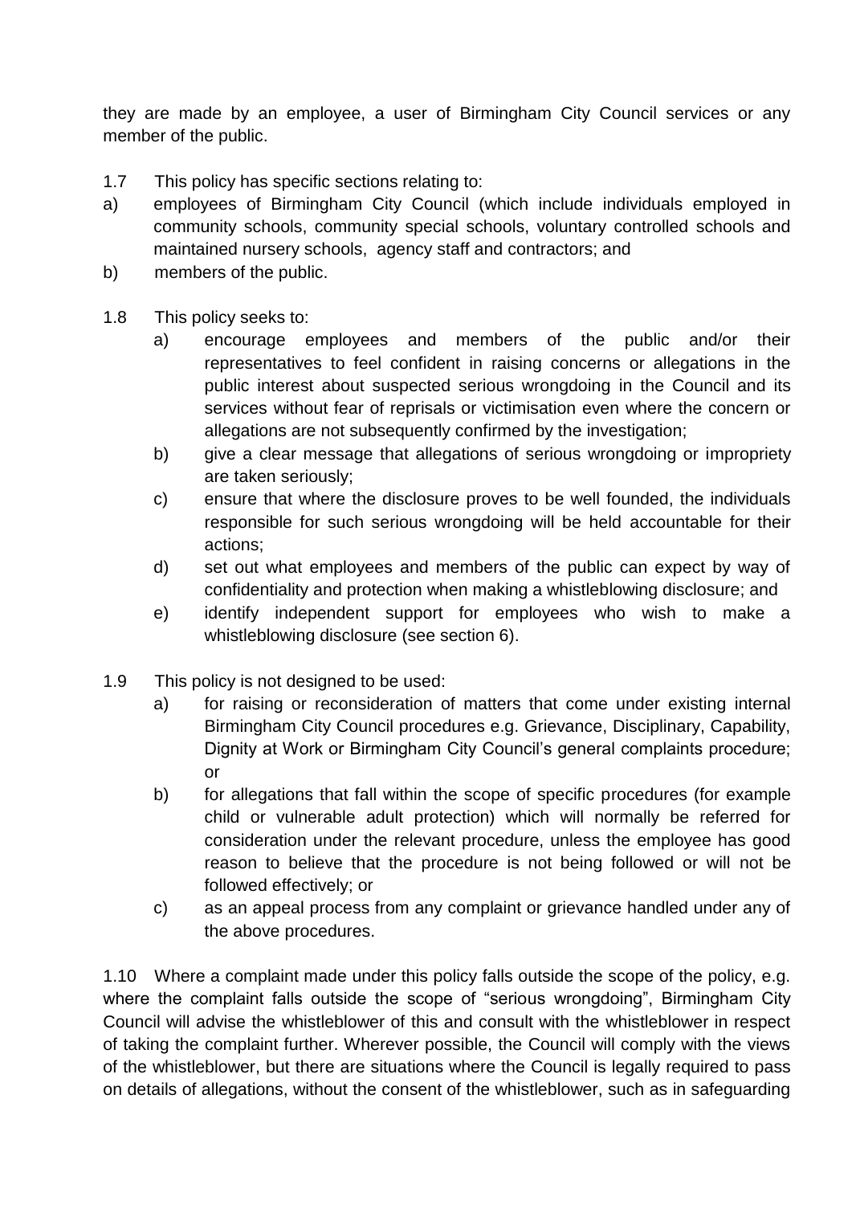they are made by an employee, a user of Birmingham City Council services or any member of the public.

1.7 This policy has specific sections relating to:

a) employees of Birmingham City Council (which include individuals employed in community schools, community special schools, voluntary controlled schools and maintained nursery schools, agency staff and contractors; and

b) members of the public.

1.8 This policy seeks to:

a) encourage employees and members of the public and/or their representatives to feel confident in raising concerns or allegations in the public interest about suspected serious wrongdoing in the Council and its services without fear of reprisals or victimisation even where the concern or allegations are not subsequently confirmed by the investigation;

b) give a clear message that allegations of serious wrongdoing or impropriety are taken seriously;

c) ensure that where the disclosure proves to be well founded, the individuals responsible for such serious wrongdoing will be held accountable for their actions;

d) set out what employees and members of the public can expect by way of confidentiality and protection when making a whistleblowing disclosure; and

e) identify independent support for employees who wish to make a whistleblowing disclosure (see section 6).

1.9 This policy is not designed to be used:

a) for raising or reconsideration of matters that come under existing internal Birmingham City Council procedures e.g. Grievance, Disciplinary, Capability, Dignity at Work or Birmingham City Council's general complaints procedure; or

b) for allegations that fall within the scope of specific procedures (for example child or vulnerable adult protection) which will normally be referred for consideration under the relevant procedure, unless the employee has good reason to believe that the procedure is not being followed or will not be followed effectively; or

c) as an appeal process from any complaint or grievance handled under any of the above procedures.

1.10 Where a complaint made under this policy falls outside the scope of the policy, e.g. where the complaint falls outside the scope of "serious wrongdoing", Birmingham City Council will advise the whistleblower of this and consult with the whistleblower in respect of taking the complaint further. Wherever possible, the Council will comply with the views of the whistleblower, but there are situations where the Council is legally required to pass on details of allegations, without the consent of the whistleblower, such as in safeguarding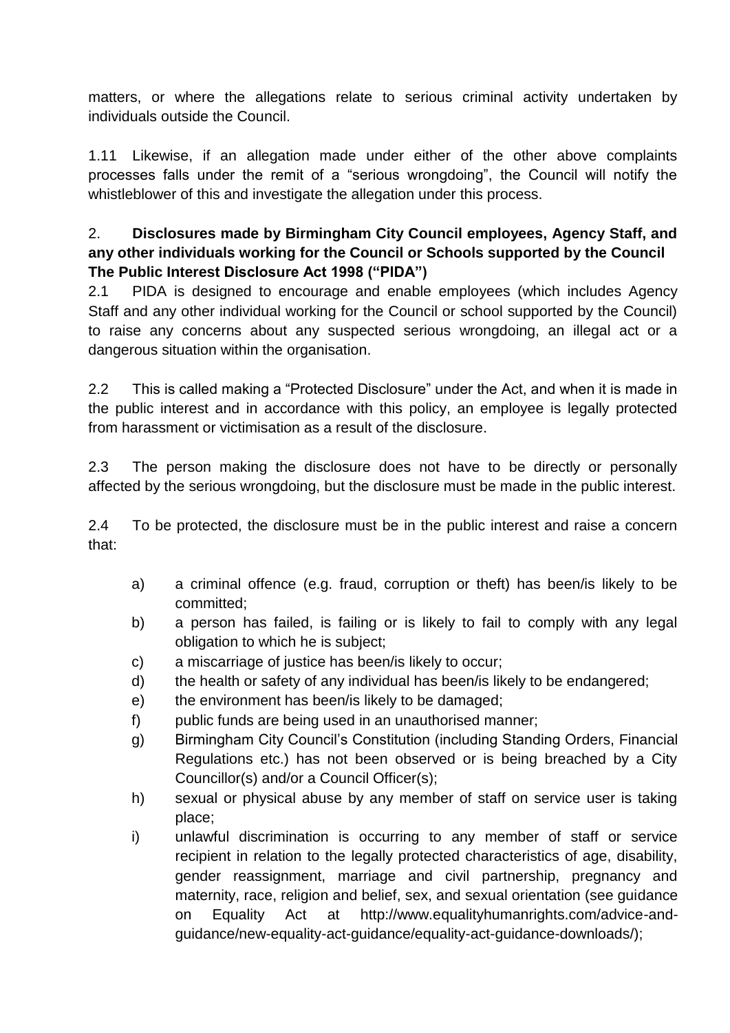matters, or where the allegations relate to serious criminal activity undertaken by individuals outside the Council.

1.11 Likewise, if an allegation made under either of the other above complaints processes falls under the remit of a "serious wrongdoing", the Council will notify the whistleblower of this and investigate the allegation under this process.

## 2. Disclosures made by Birmingham City Council employees, Agency Staff, and any other individuals working for the Council or Schools supported by the Council

**The Public Interest Disclosure Act 1998 ("PIDA")**

2.1 PIDA is designed to encourage and enable employees (which includes Agency Staff and any other individual working for the Council or school supported by the Council) to raise any concerns about any suspected serious wrongdoing, an illegal act or a dangerous situation within the organisation.

2.2 This is called making a "Protected Disclosure" under the Act, and when it is made in the public interest and in accordance with this policy, an employee is legally protected from harassment or victimisation as a result of the disclosure.

2.3 The person making the disclosure does not have to be directly or personally affected by the serious wrongdoing, but the disclosure must be made in the public interest.

2.4 To be protected, the disclosure must be in the public interest and raise a concern that:

a) a criminal offence (e.g. fraud, corruption or theft) has been/is likely to be committed;

b) a person has failed, is failing or is likely to fail to comply with any legal obligation to which he is subject;

c) a miscarriage of justice has been/is likely to occur;

d) the health or safety of any individual has been/is likely to be endangered;

e) the environment has been/is likely to be damaged;

f) public funds are being used in an unauthorised manner;

g) Birmingham City Council's Constitution (including Standing Orders, Financial Regulations etc.) has not been observed or is being breached by a City Councillor(s) and/or a Council Officer(s);

h) sexual or physical abuse by any member of staff on service user is taking place;

i) unlawful discrimination is occurring to any member of staff or service recipient in relation to the legally protected characteristics of age, disability, gender reassignment, marriage and civil partnership, pregnancy and maternity, race, religion and belief, sex, and sexual orientation (see guidance on Equality Act at http://www.equalityhumanrights.com/advice-and-guidance/new-equality-act-guidance/equality-act-guidance-downloads/);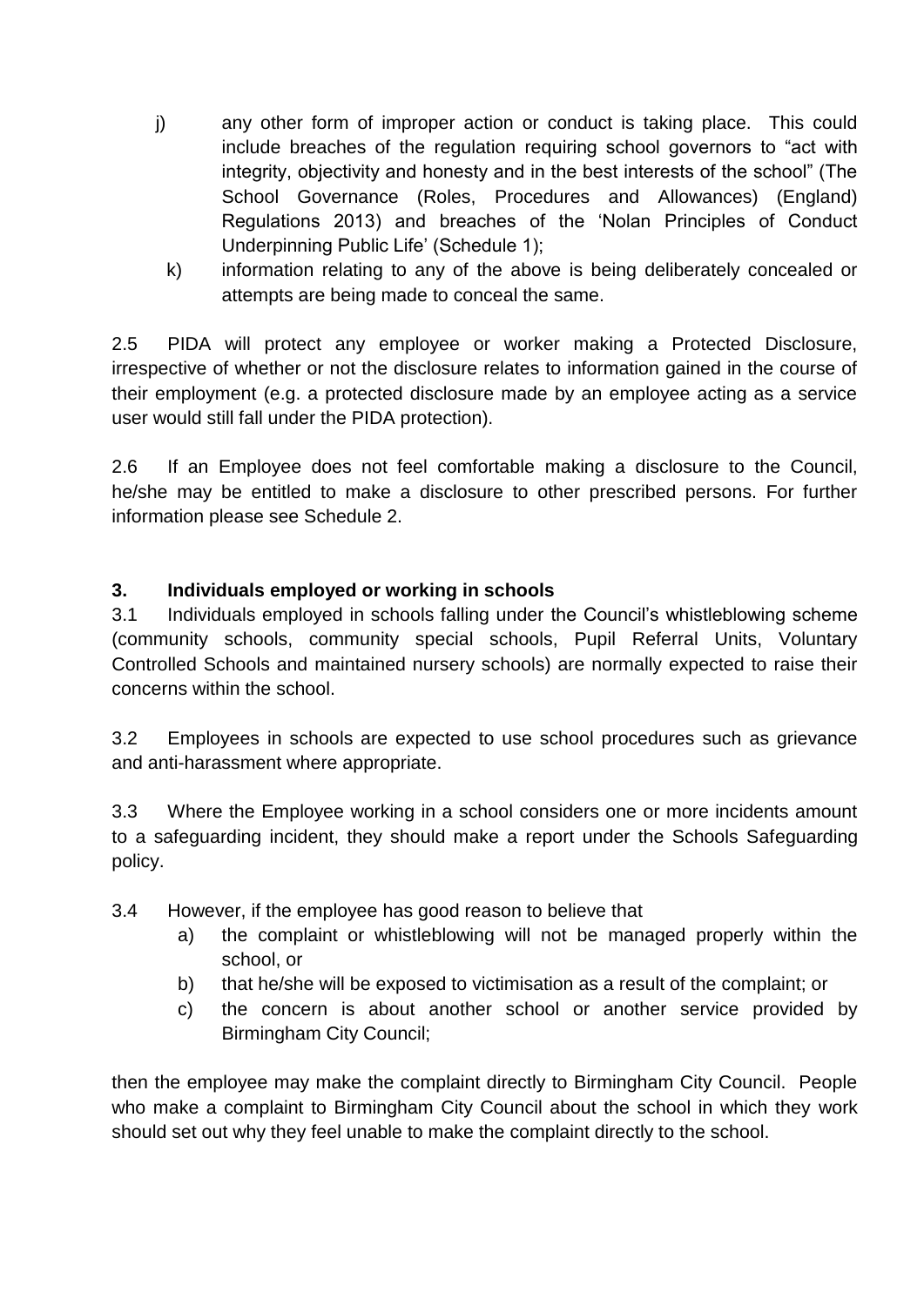j) any other form of improper action or conduct is taking place. This could include breaches of the regulation requiring school governors to "act with integrity, objectivity and honesty and in the best interests of the school" (The School Governance (Roles, Procedures and Allowances) (England) Regulations 2013) and breaches of the 'Nolan Principles of Conduct Underpinning Public Life' (Schedule 1);

k) information relating to any of the above is being deliberately concealed or attempts are being made to conceal the same.

2.5 PIDA will protect any employee or worker making a Protected Disclosure, irrespective of whether or not the disclosure relates to information gained in the course of their employment (e.g. a protected disclosure made by an employee acting as a service user would still fall under the PIDA protection).

2.6 If an Employee does not feel comfortable making a disclosure to the Council, he/she may be entitled to make a disclosure to other prescribed persons. For further information please see Schedule 2.

## 3. Individuals employed or working in schools

3.1 Individuals employed in schools falling under the Council's whistleblowing scheme (community schools, community special schools, Pupil Referral Units, Voluntary Controlled Schools and maintained nursery schools) are normally expected to raise their concerns within the school.

3.2 Employees in schools are expected to use school procedures such as grievance and anti-harassment where appropriate.

3.3 Where the Employee working in a school considers one or more incidents amount to a safeguarding incident, they should make a report under the Schools Safeguarding policy.

3.4 However, if the employee has good reason to believe that

a) the complaint or whistleblowing will not be managed properly within the school, or
b) that he/she will be exposed to victimisation as a result of the complaint; or
c) the concern is about another school or another service provided by Birmingham City Council;

then the employee may make the complaint directly to Birmingham City Council. People who make a complaint to Birmingham City Council about the school in which they work should set out why they feel unable to make the complaint directly to the school.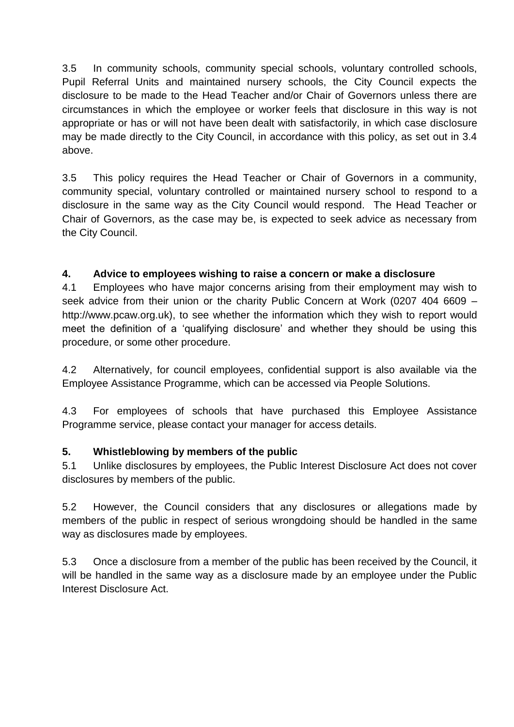3.5 In community schools, community special schools, voluntary controlled schools, Pupil Referral Units and maintained nursery schools, the City Council expects the disclosure to be made to the Head Teacher and/or Chair of Governors unless there are circumstances in which the employee or worker feels that disclosure in this way is not appropriate or has or will not have been dealt with satisfactorily, in which case disclosure may be made directly to the City Council, in accordance with this policy, as set out in 3.4 above.

3.5 This policy requires the Head Teacher or Chair of Governors in a community, community special, voluntary controlled or maintained nursery school to respond to a disclosure in the same way as the City Council would respond. The Head Teacher or Chair of Governors, as the case may be, is expected to seek advice as necessary from the City Council.

## 4. Advice to employees wishing to raise a concern or make a disclosure

4.1 Employees who have major concerns arising from their employment may wish to seek advice from their union or the charity Public Concern at Work (0207 404 6609 – http://www.pcaw.org.uk), to see whether the information which they wish to report would meet the definition of a 'qualifying disclosure' and whether they should be using this procedure, or some other procedure.

4.2 Alternatively, for council employees, confidential support is also available via the Employee Assistance Programme, which can be accessed via People Solutions.

4.3 For employees of schools that have purchased this Employee Assistance Programme service, please contact your manager for access details.

## 5. Whistleblowing by members of the public

5.1 Unlike disclosures by employees, the Public Interest Disclosure Act does not cover disclosures by members of the public.

5.2 However, the Council considers that any disclosures or allegations made by members of the public in respect of serious wrongdoing should be handled in the same way as disclosures made by employees.

5.3 Once a disclosure from a member of the public has been received by the Council, it will be handled in the same way as a disclosure made by an employee under the Public Interest Disclosure Act.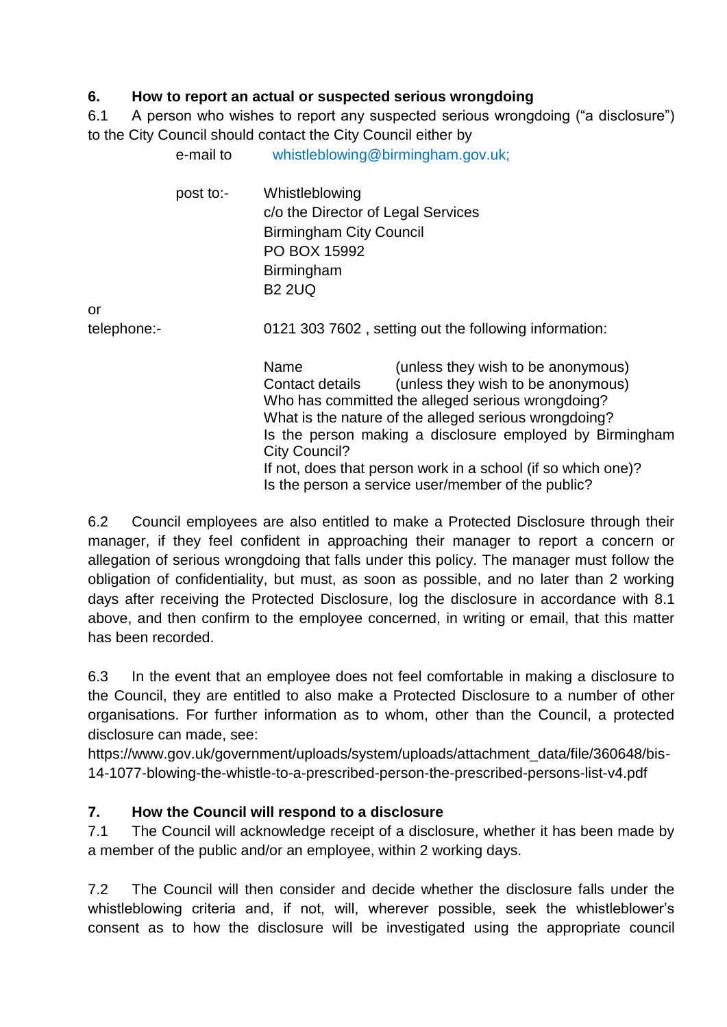## 6. How to report an actual or suspected serious wrongdoing

6.1 A person who wishes to report any suspected serious wrongdoing ("a disclosure") to the City Council should contact the City Council either by

e-mail to whistleblowing@birmingham.gov.uk;

post to:-

Whistleblowing
c/o the Director of Legal Services
Birmingham City Council
PO BOX 15992
Birmingham
B2 2UQ

or

telephone:- 0121 303 7602 , setting out the following information:

- Name (unless they wish to be anonymous)
- Contact details (unless they wish to be anonymous)
- Who has committed the alleged serious wrongdoing?
- What is the nature of the alleged serious wrongdoing?
- Is the person making a disclosure employed by Birmingham City Council?
- If not, does that person work in a school (if so which one)?
- Is the person a service user/member of the public?

6.2 Council employees are also entitled to make a Protected Disclosure through their manager, if they feel confident in approaching their manager to report a concern or allegation of serious wrongdoing that falls under this policy. The manager must follow the obligation of confidentiality, but must, as soon as possible, and no later than 2 working days after receiving the Protected Disclosure, log the disclosure in accordance with 8.1 above, and then confirm to the employee concerned, in writing or email, that this matter has been recorded.

6.3 In the event that an employee does not feel comfortable in making a disclosure to the Council, they are entitled to also make a Protected Disclosure to a number of other organisations. For further information as to whom, other than the Council, a protected disclosure can made, see:
https://www.gov.uk/government/uploads/system/uploads/attachment_data/file/360648/bis-14-1077-blowing-the-whistle-to-a-prescribed-person-the-prescribed-persons-list-v4.pdf

## 7. How the Council will respond to a disclosure

7.1 The Council will acknowledge receipt of a disclosure, whether it has been made by a member of the public and/or an employee, within 2 working days.

7.2 The Council will then consider and decide whether the disclosure falls under the whistleblowing criteria and, if not, will, wherever possible, seek the whistleblower's consent as to how the disclosure will be investigated using the appropriate council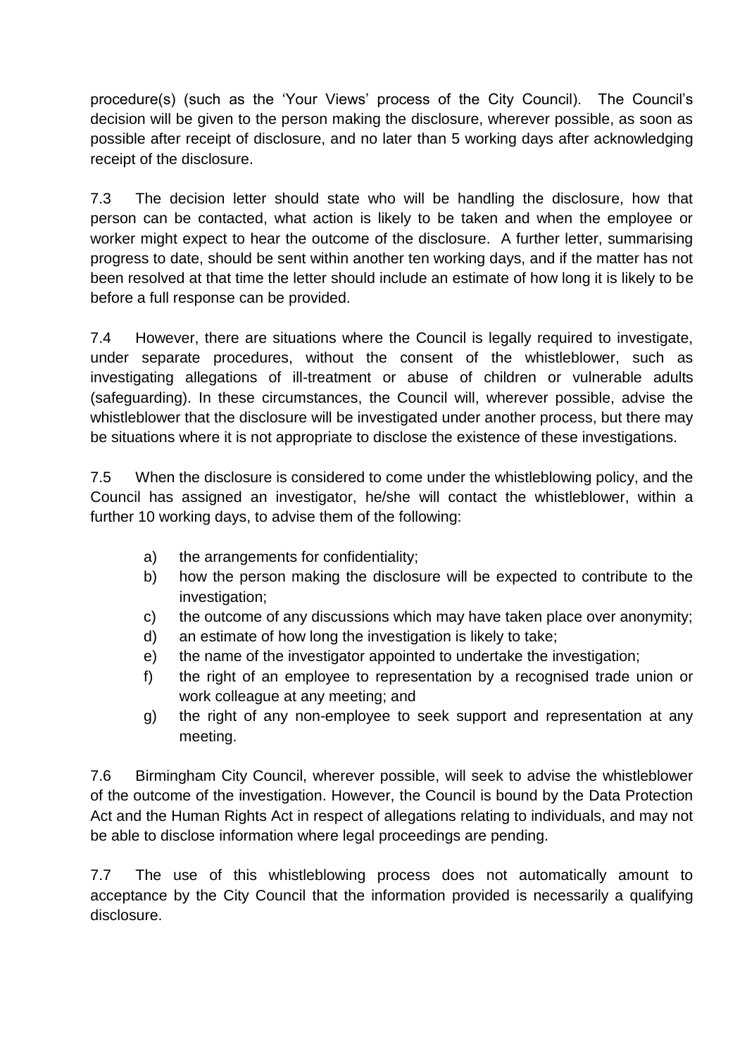procedure(s) (such as the 'Your Views' process of the City Council). The Council's decision will be given to the person making the disclosure, wherever possible, as soon as possible after receipt of disclosure, and no later than 5 working days after acknowledging receipt of the disclosure.

7.3 The decision letter should state who will be handling the disclosure, how that person can be contacted, what action is likely to be taken and when the employee or worker might expect to hear the outcome of the disclosure. A further letter, summarising progress to date, should be sent within another ten working days, and if the matter has not been resolved at that time the letter should include an estimate of how long it is likely to be before a full response can be provided.

7.4 However, there are situations where the Council is legally required to investigate, under separate procedures, without the consent of the whistleblower, such as investigating allegations of ill-treatment or abuse of children or vulnerable adults (safeguarding). In these circumstances, the Council will, wherever possible, advise the whistleblower that the disclosure will be investigated under another process, but there may be situations where it is not appropriate to disclose the existence of these investigations.

7.5 When the disclosure is considered to come under the whistleblowing policy, and the Council has assigned an investigator, he/she will contact the whistleblower, within a further 10 working days, to advise them of the following:

a) the arrangements for confidentiality;
b) how the person making the disclosure will be expected to contribute to the investigation;
c) the outcome of any discussions which may have taken place over anonymity;
d) an estimate of how long the investigation is likely to take;
e) the name of the investigator appointed to undertake the investigation;
f) the right of an employee to representation by a recognised trade union or work colleague at any meeting; and
g) the right of any non-employee to seek support and representation at any meeting.

7.6 Birmingham City Council, wherever possible, will seek to advise the whistleblower of the outcome of the investigation. However, the Council is bound by the Data Protection Act and the Human Rights Act in respect of allegations relating to individuals, and may not be able to disclose information where legal proceedings are pending.

7.7 The use of this whistleblowing process does not automatically amount to acceptance by the City Council that the information provided is necessarily a qualifying disclosure.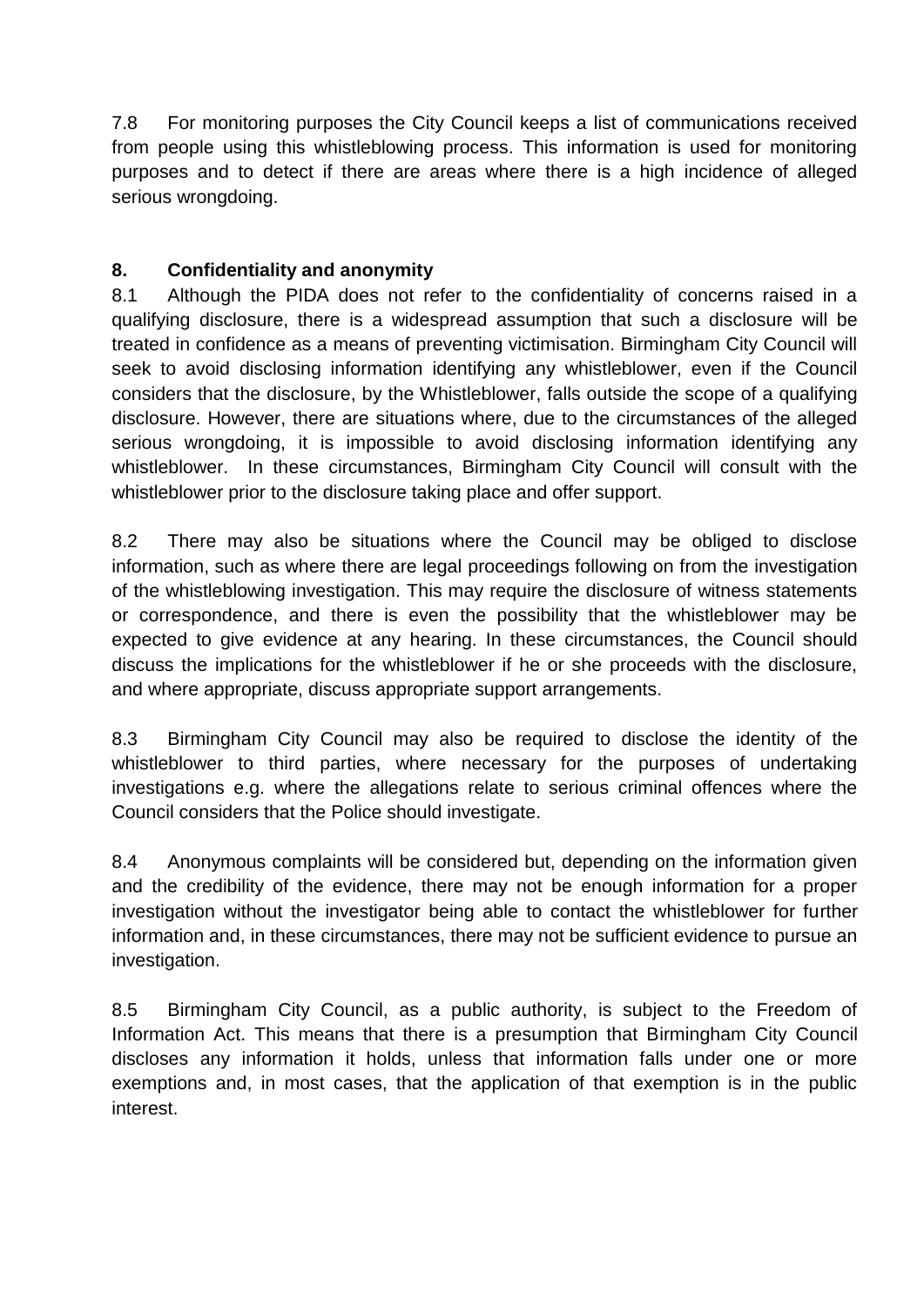7.8 For monitoring purposes the City Council keeps a list of communications received from people using this whistleblowing process. This information is used for monitoring purposes and to detect if there are areas where there is a high incidence of alleged serious wrongdoing.

## 8. Confidentiality and anonymity

8.1 Although the PIDA does not refer to the confidentiality of concerns raised in a qualifying disclosure, there is a widespread assumption that such a disclosure will be treated in confidence as a means of preventing victimisation. Birmingham City Council will seek to avoid disclosing information identifying any whistleblower, even if the Council considers that the disclosure, by the Whistleblower, falls outside the scope of a qualifying disclosure. However, there are situations where, due to the circumstances of the alleged serious wrongdoing, it is impossible to avoid disclosing information identifying any whistleblower. In these circumstances, Birmingham City Council will consult with the whistleblower prior to the disclosure taking place and offer support.

8.2 There may also be situations where the Council may be obliged to disclose information, such as where there are legal proceedings following on from the investigation of the whistleblowing investigation. This may require the disclosure of witness statements or correspondence, and there is even the possibility that the whistleblower may be expected to give evidence at any hearing. In these circumstances, the Council should discuss the implications for the whistleblower if he or she proceeds with the disclosure, and where appropriate, discuss appropriate support arrangements.

8.3 Birmingham City Council may also be required to disclose the identity of the whistleblower to third parties, where necessary for the purposes of undertaking investigations e.g. where the allegations relate to serious criminal offences where the Council considers that the Police should investigate.

8.4 Anonymous complaints will be considered but, depending on the information given and the credibility of the evidence, there may not be enough information for a proper investigation without the investigator being able to contact the whistleblower for further information and, in these circumstances, there may not be sufficient evidence to pursue an investigation.

8.5 Birmingham City Council, as a public authority, is subject to the Freedom of Information Act. This means that there is a presumption that Birmingham City Council discloses any information it holds, unless that information falls under one or more exemptions and, in most cases, that the application of that exemption is in the public interest.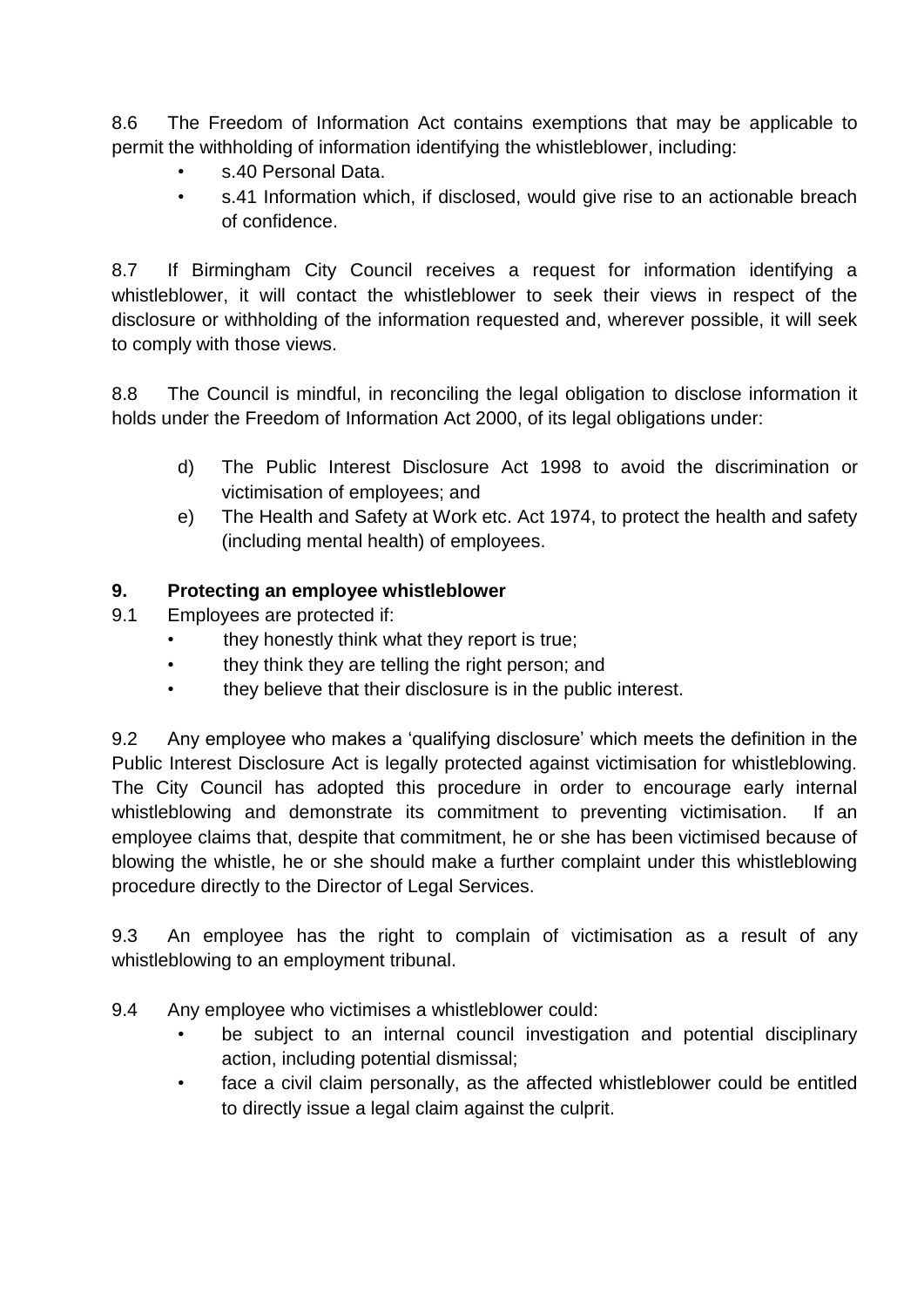8.6 The Freedom of Information Act contains exemptions that may be applicable to permit the withholding of information identifying the whistleblower, including:

- s.40 Personal Data.
- s.41 Information which, if disclosed, would give rise to an actionable breach of confidence.

8.7 If Birmingham City Council receives a request for information identifying a whistleblower, it will contact the whistleblower to seek their views in respect of the disclosure or withholding of the information requested and, wherever possible, it will seek to comply with those views.

8.8 The Council is mindful, in reconciling the legal obligation to disclose information it holds under the Freedom of Information Act 2000, of its legal obligations under:

d) The Public Interest Disclosure Act 1998 to avoid the discrimination or victimisation of employees; and

e) The Health and Safety at Work etc. Act 1974, to protect the health and safety (including mental health) of employees.

## 9. Protecting an employee whistleblower

9.1 Employees are protected if:

- they honestly think what they report is true;
- they think they are telling the right person; and
- they believe that their disclosure is in the public interest.

9.2 Any employee who makes a 'qualifying disclosure' which meets the definition in the Public Interest Disclosure Act is legally protected against victimisation for whistleblowing. The City Council has adopted this procedure in order to encourage early internal whistleblowing and demonstrate its commitment to preventing victimisation. If an employee claims that, despite that commitment, he or she has been victimised because of blowing the whistle, he or she should make a further complaint under this whistleblowing procedure directly to the Director of Legal Services.

9.3 An employee has the right to complain of victimisation as a result of any whistleblowing to an employment tribunal.

9.4 Any employee who victimises a whistleblower could:

- be subject to an internal council investigation and potential disciplinary action, including potential dismissal;
- face a civil claim personally, as the affected whistleblower could be entitled to directly issue a legal claim against the culprit.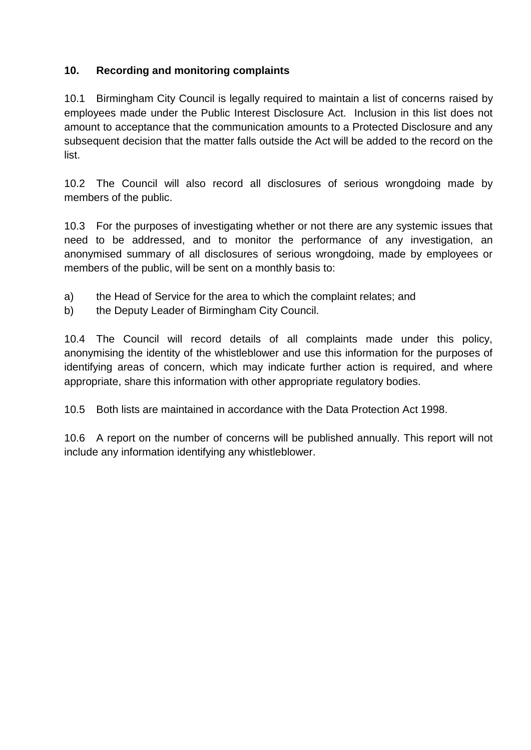## 10. Recording and monitoring complaints

10.1 Birmingham City Council is legally required to maintain a list of concerns raised by employees made under the Public Interest Disclosure Act. Inclusion in this list does not amount to acceptance that the communication amounts to a Protected Disclosure and any subsequent decision that the matter falls outside the Act will be added to the record on the list.

10.2 The Council will also record all disclosures of serious wrongdoing made by members of the public.

10.3 For the purposes of investigating whether or not there are any systemic issues that need to be addressed, and to monitor the performance of any investigation, an anonymised summary of all disclosures of serious wrongdoing, made by employees or members of the public, will be sent on a monthly basis to:

a) the Head of Service for the area to which the complaint relates; and
b) the Deputy Leader of Birmingham City Council.

10.4 The Council will record details of all complaints made under this policy, anonymising the identity of the whistleblower and use this information for the purposes of identifying areas of concern, which may indicate further action is required, and where appropriate, share this information with other appropriate regulatory bodies.

10.5 Both lists are maintained in accordance with the Data Protection Act 1998.

10.6 A report on the number of concerns will be published annually. This report will not include any information identifying any whistleblower.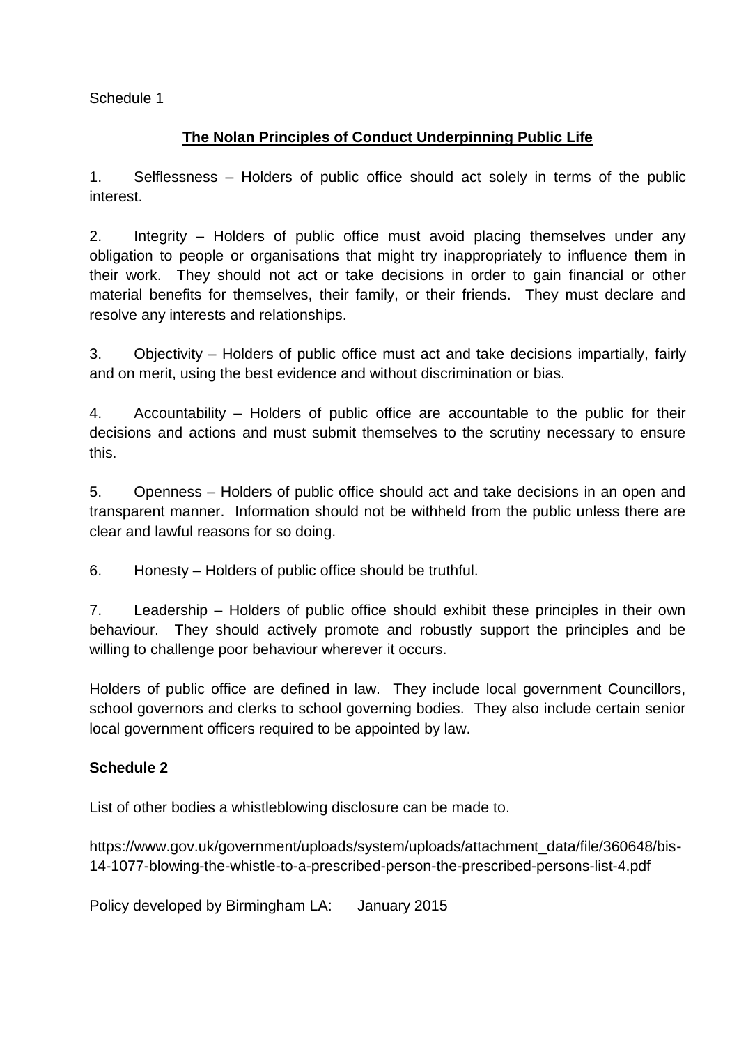Schedule 1

## The Nolan Principles of Conduct Underpinning Public Life

1. Selflessness – Holders of public office should act solely in terms of the public interest.

2. Integrity – Holders of public office must avoid placing themselves under any obligation to people or organisations that might try inappropriately to influence them in their work. They should not act or take decisions in order to gain financial or other material benefits for themselves, their family, or their friends. They must declare and resolve any interests and relationships.

3. Objectivity – Holders of public office must act and take decisions impartially, fairly and on merit, using the best evidence and without discrimination or bias.

4. Accountability – Holders of public office are accountable to the public for their decisions and actions and must submit themselves to the scrutiny necessary to ensure this.

5. Openness – Holders of public office should act and take decisions in an open and transparent manner. Information should not be withheld from the public unless there are clear and lawful reasons for so doing.

6. Honesty – Holders of public office should be truthful.

7. Leadership – Holders of public office should exhibit these principles in their own behaviour. They should actively promote and robustly support the principles and be willing to challenge poor behaviour wherever it occurs.

Holders of public office are defined in law. They include local government Councillors, school governors and clerks to school governing bodies. They also include certain senior local government officers required to be appointed by law.

**Schedule 2**

List of other bodies a whistleblowing disclosure can be made to.

https://www.gov.uk/government/uploads/system/uploads/attachment_data/file/360648/bis-14-1077-blowing-the-whistle-to-a-prescribed-person-the-prescribed-persons-list-4.pdf

Policy developed by Birmingham LA: January 2015